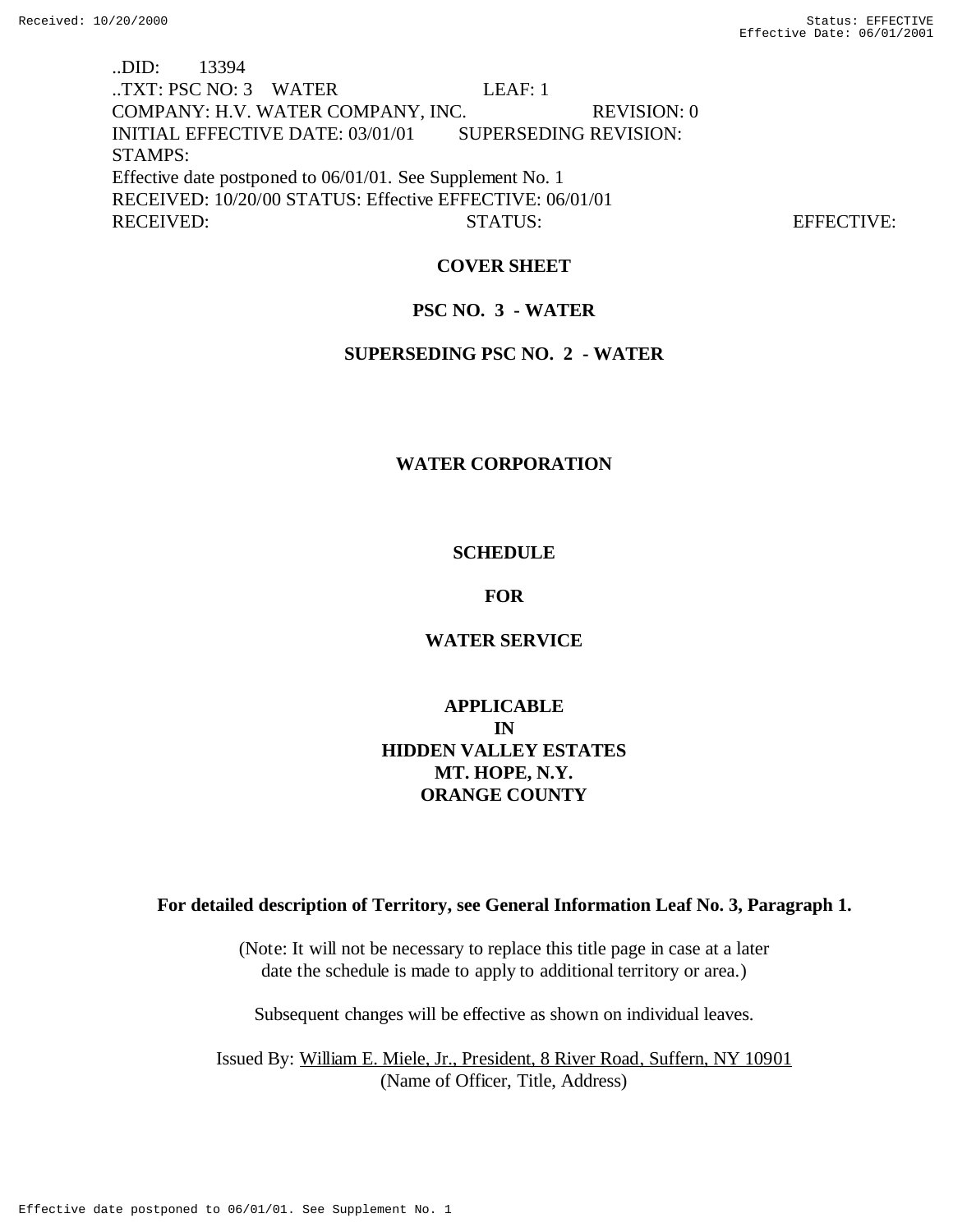..DID: 13394
..TXT: PSC NO: 3 WATER LEAF: 1
COMPANY: H.V. WATER COMPANY, INC. REVISION: 0
INITIAL EFFECTIVE DATE: 03/01/01 SUPERSEDING REVISION:
STAMPS:
Effective date postponed to 06/01/01. See Supplement No. 1
RECEIVED: 10/20/00 STATUS: Effective EFFECTIVE: 06/01/01
RECEIVED: STATUS: EFFECTIVE:

**COVER SHEET**

**PSC NO. 3 - WATER**

**SUPERSEDING PSC NO. 2 - WATER**

**WATER CORPORATION**

**SCHEDULE**

**FOR**

**WATER SERVICE**

**APPLICABLE**
**IN**
**HIDDEN VALLEY ESTATES**
**MT. HOPE, N.Y.**
**ORANGE COUNTY**

**For detailed description of Territory, see General Information Leaf No. 3, Paragraph 1.**

(Note: It will not be necessary to replace this title page in case at a later date the schedule is made to apply to additional territory or area.)

Subsequent changes will be effective as shown on individual leaves.

Issued By: William E. Miele, Jr., President, 8 River Road, Suffern, NY 10901
(Name of Officer, Title, Address)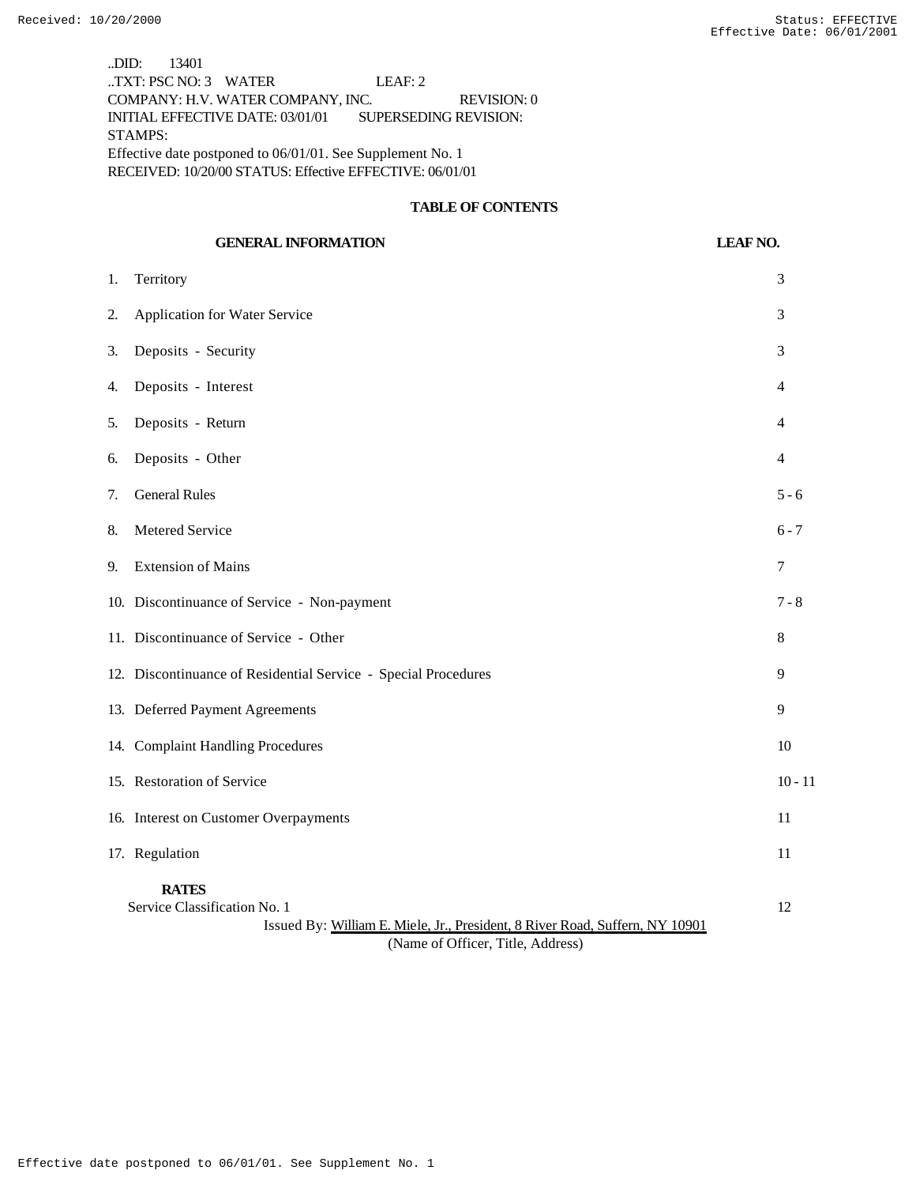..DID: 13401
..TXT: PSC NO: 3 WATER LEAF: 2
COMPANY: H.V. WATER COMPANY, INC. REVISION: 0
INITIAL EFFECTIVE DATE: 03/01/01 SUPERSEDING REVISION:
STAMPS:
Effective date postponed to 06/01/01. See Supplement No. 1
RECEIVED: 10/20/00 STATUS: Effective EFFECTIVE: 06/01/01

## TABLE OF CONTENTS

| GENERAL INFORMATION | LEAF NO. |
|---|---|
| 1. Territory | 3 |
| 2. Application for Water Service | 3 |
| 3. Deposits - Security | 3 |
| 4. Deposits - Interest | 4 |
| 5. Deposits - Return | 4 |
| 6. Deposits - Other | 4 |
| 7. General Rules | 5 - 6 |
| 8. Metered Service | 6 - 7 |
| 9. Extension of Mains | 7 |
| 10. Discontinuance of Service - Non-payment | 7 - 8 |
| 11. Discontinuance of Service - Other | 8 |
| 12. Discontinuance of Residential Service - Special Procedures | 9 |
| 13. Deferred Payment Agreements | 9 |
| 14. Complaint Handling Procedures | 10 |
| 15. Restoration of Service | 10 - 11 |
| 16. Interest on Customer Overpayments | 11 |
| 17. Regulation | 11 |
| **RATES** | |
| Service Classification No. 1 | 12 |

Issued By: William E. Miele, Jr., President, 8 River Road, Suffern, NY 10901
(Name of Officer, Title, Address)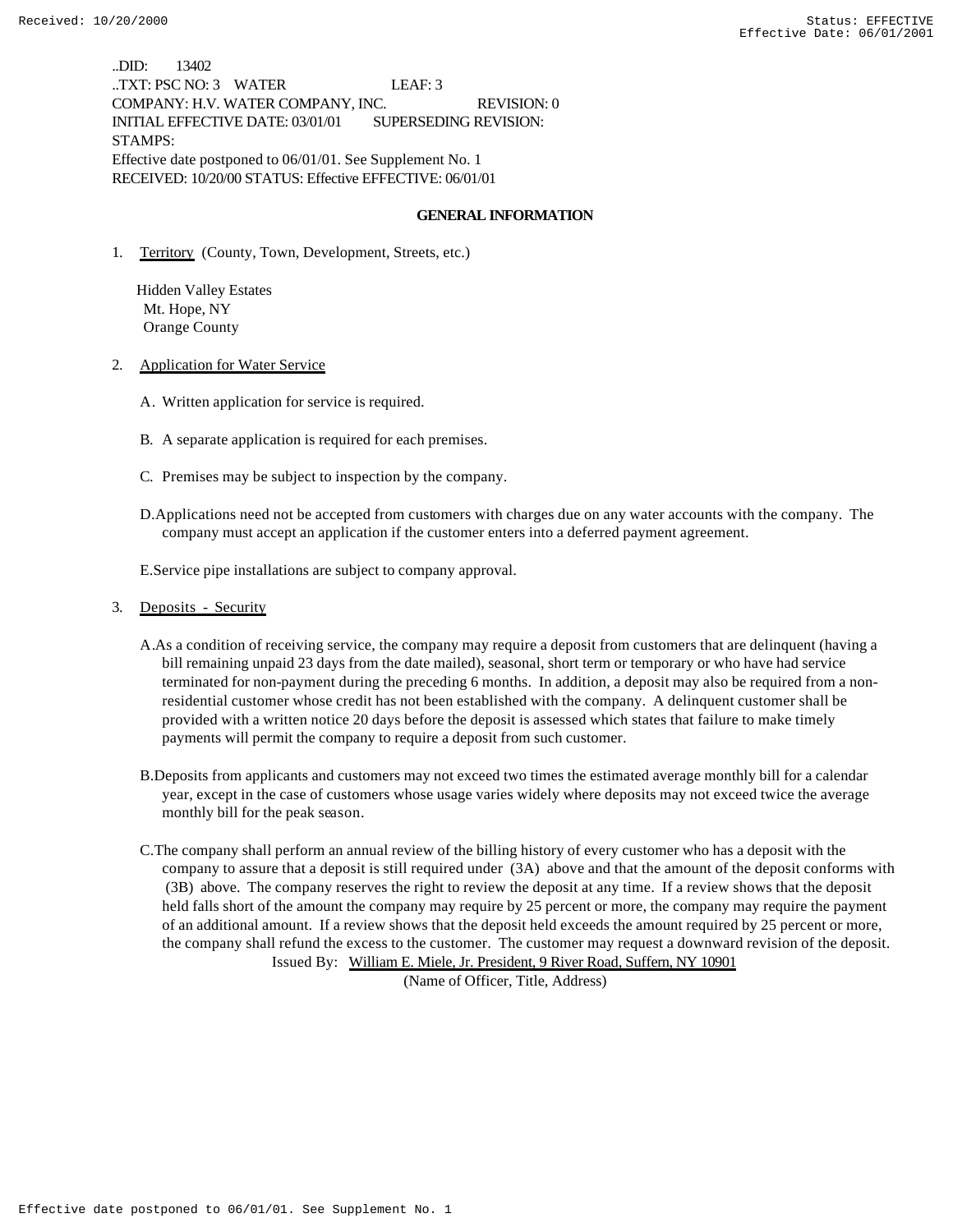..DID: 13402
..TXT: PSC NO: 3 WATER LEAF: 3
COMPANY: H.V. WATER COMPANY, INC. REVISION: 0
INITIAL EFFECTIVE DATE: 03/01/01 SUPERSEDING REVISION:
STAMPS:
Effective date postponed to 06/01/01. See Supplement No. 1
RECEIVED: 10/20/00 STATUS: Effective EFFECTIVE: 06/01/01

## GENERAL INFORMATION

1. Territory (County, Town, Development, Streets, etc.)

   Hidden Valley Estates
   Mt. Hope, NY
   Orange County

2. Application for Water Service

   A. Written application for service is required.

   B. A separate application is required for each premises.

   C. Premises may be subject to inspection by the company.

   D. Applications need not be accepted from customers with charges due on any water accounts with the company. The company must accept an application if the customer enters into a deferred payment agreement.

   E. Service pipe installations are subject to company approval.

3. Deposits - Security

   A. As a condition of receiving service, the company may require a deposit from customers that are delinquent (having a bill remaining unpaid 23 days from the date mailed), seasonal, short term or temporary or who have had service terminated for non-payment during the preceding 6 months. In addition, a deposit may also be required from a non-residential customer whose credit has not been established with the company. A delinquent customer shall be provided with a written notice 20 days before the deposit is assessed which states that failure to make timely payments will permit the company to require a deposit from such customer.

   B. Deposits from applicants and customers may not exceed two times the estimated average monthly bill for a calendar year, except in the case of customers whose usage varies widely where deposits may not exceed twice the average monthly bill for the peak season.

   C. The company shall perform an annual review of the billing history of every customer who has a deposit with the company to assure that a deposit is still required under (3A) above and that the amount of the deposit conforms with (3B) above. The company reserves the right to review the deposit at any time. If a review shows that the deposit held falls short of the amount the company may require by 25 percent or more, the company may require the payment of an additional amount. If a review shows that the deposit held exceeds the amount required by 25 percent or more, the company shall refund the excess to the customer. The customer may request a downward revision of the deposit.

Issued By: William E. Miele, Jr. President, 9 River Road, Suffern, NY 10901
(Name of Officer, Title, Address)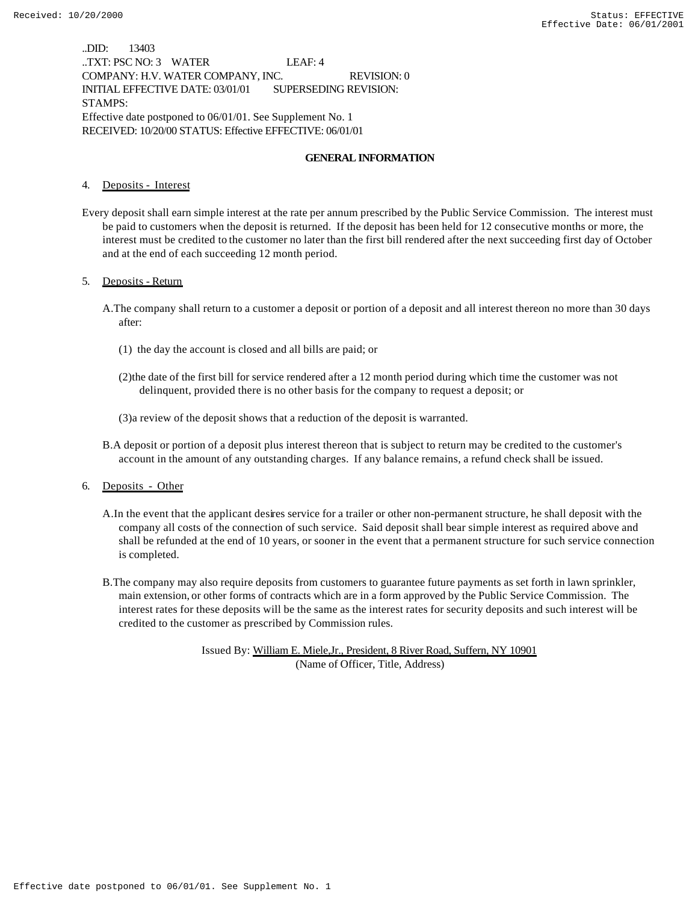..DID: 13403
..TXT: PSC NO: 3 WATER LEAF: 4
COMPANY: H.V. WATER COMPANY, INC. REVISION: 0
INITIAL EFFECTIVE DATE: 03/01/01 SUPERSEDING REVISION:
STAMPS:
Effective date postponed to 06/01/01. See Supplement No. 1
RECEIVED: 10/20/00 STATUS: Effective EFFECTIVE: 06/01/01

## GENERAL INFORMATION

4. Deposits - Interest

Every deposit shall earn simple interest at the rate per annum prescribed by the Public Service Commission. The interest must be paid to customers when the deposit is returned. If the deposit has been held for 12 consecutive months or more, the interest must be credited to the customer no later than the first bill rendered after the next succeeding first day of October and at the end of each succeeding 12 month period.

5. Deposits - Return

A. The company shall return to a customer a deposit or portion of a deposit and all interest thereon no more than 30 days after:

(1) the day the account is closed and all bills are paid; or

(2) the date of the first bill for service rendered after a 12 month period during which time the customer was not delinquent, provided there is no other basis for the company to request a deposit; or

(3) a review of the deposit shows that a reduction of the deposit is warranted.

B. A deposit or portion of a deposit plus interest thereon that is subject to return may be credited to the customer's account in the amount of any outstanding charges. If any balance remains, a refund check shall be issued.

6. Deposits - Other

A. In the event that the applicant desires service for a trailer or other non-permanent structure, he shall deposit with the company all costs of the connection of such service. Said deposit shall bear simple interest as required above and shall be refunded at the end of 10 years, or sooner in the event that a permanent structure for such service connection is completed.

B. The company may also require deposits from customers to guarantee future payments as set forth in lawn sprinkler, main extension, or other forms of contracts which are in a form approved by the Public Service Commission. The interest rates for these deposits will be the same as the interest rates for security deposits and such interest will be credited to the customer as prescribed by Commission rules.

Issued By: William E. Miele,Jr., President, 8 River Road, Suffern, NY 10901
(Name of Officer, Title, Address)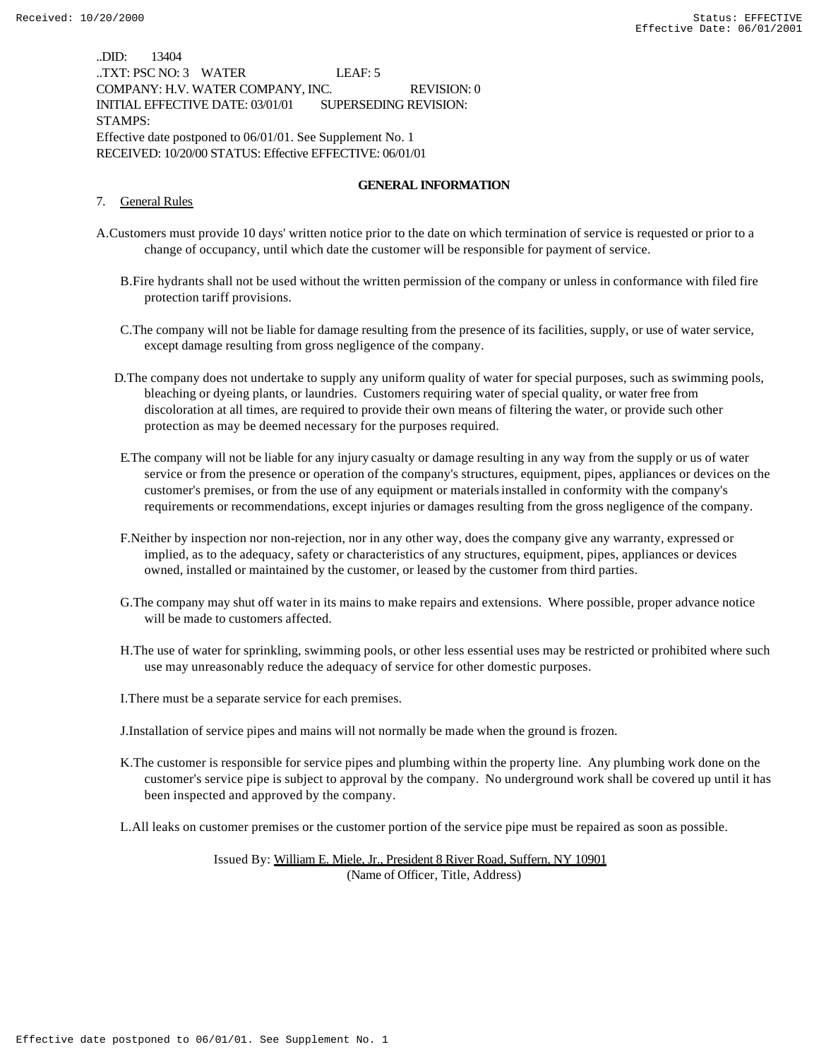..DID: 13404
..TXT: PSC NO: 3 WATER LEAF: 5
COMPANY: H.V. WATER COMPANY, INC. REVISION: 0
INITIAL EFFECTIVE DATE: 03/01/01 SUPERSEDING REVISION:
STAMPS:
Effective date postponed to 06/01/01. See Supplement No. 1
RECEIVED: 10/20/00 STATUS: Effective EFFECTIVE: 06/01/01

## GENERAL INFORMATION

7. General Rules

A. Customers must provide 10 days' written notice prior to the date on which termination of service is requested or prior to a change of occupancy, until which date the customer will be responsible for payment of service.

B. Fire hydrants shall not be used without the written permission of the company or unless in conformance with filed fire protection tariff provisions.

C. The company will not be liable for damage resulting from the presence of its facilities, supply, or use of water service, except damage resulting from gross negligence of the company.

D. The company does not undertake to supply any uniform quality of water for special purposes, such as swimming pools, bleaching or dyeing plants, or laundries. Customers requiring water of special quality, or water free from discoloration at all times, are required to provide their own means of filtering the water, or provide such other protection as may be deemed necessary for the purposes required.

E. The company will not be liable for any injury casualty or damage resulting in any way from the supply or us of water service or from the presence or operation of the company's structures, equipment, pipes, appliances or devices on the customer's premises, or from the use of any equipment or materials installed in conformity with the company's requirements or recommendations, except injuries or damages resulting from the gross negligence of the company.

F. Neither by inspection nor non-rejection, nor in any other way, does the company give any warranty, expressed or implied, as to the adequacy, safety or characteristics of any structures, equipment, pipes, appliances or devices owned, installed or maintained by the customer, or leased by the customer from third parties.

G. The company may shut off water in its mains to make repairs and extensions. Where possible, proper advance notice will be made to customers affected.

H. The use of water for sprinkling, swimming pools, or other less essential uses may be restricted or prohibited where such use may unreasonably reduce the adequacy of service for other domestic purposes.

I. There must be a separate service for each premises.

J. Installation of service pipes and mains will not normally be made when the ground is frozen.

K. The customer is responsible for service pipes and plumbing within the property line. Any plumbing work done on the customer's service pipe is subject to approval by the company. No underground work shall be covered up until it has been inspected and approved by the company.

L. All leaks on customer premises or the customer portion of the service pipe must be repaired as soon as possible.

Issued By: William E. Miele, Jr., President 8 River Road, Suffern, NY 10901
(Name of Officer, Title, Address)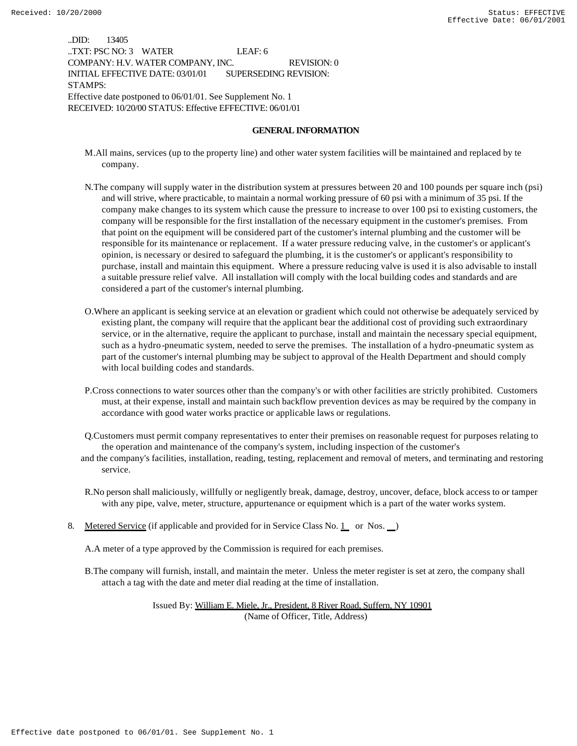..DID: 13405
..TXT: PSC NO: 3 WATER LEAF: 6
COMPANY: H.V. WATER COMPANY, INC. REVISION: 0
INITIAL EFFECTIVE DATE: 03/01/01 SUPERSEDING REVISION:
STAMPS:
Effective date postponed to 06/01/01. See Supplement No. 1
RECEIVED: 10/20/00 STATUS: Effective EFFECTIVE: 06/01/01

**GENERAL INFORMATION**

M. All mains, services (up to the property line) and other water system facilities will be maintained and replaced by te company.

N. The company will supply water in the distribution system at pressures between 20 and 100 pounds per square inch (psi) and will strive, where practicable, to maintain a normal working pressure of 60 psi with a minimum of 35 psi. If the company make changes to its system which cause the pressure to increase to over 100 psi to existing customers, the company will be responsible for the first installation of the necessary equipment in the customer's premises. From that point on the equipment will be considered part of the customer's internal plumbing and the customer will be responsible for its maintenance or replacement. If a water pressure reducing valve, in the customer's or applicant's opinion, is necessary or desired to safeguard the plumbing, it is the customer's or applicant's responsibility to purchase, install and maintain this equipment. Where a pressure reducing valve is used it is also advisable to install a suitable pressure relief valve. All installation will comply with the local building codes and standards and are considered a part of the customer's internal plumbing.

O. Where an applicant is seeking service at an elevation or gradient which could not otherwise be adequately serviced by existing plant, the company will require that the applicant bear the additional cost of providing such extraordinary service, or in the alternative, require the applicant to purchase, install and maintain the necessary special equipment, such as a hydro-pneumatic system, needed to serve the premises. The installation of a hydro-pneumatic system as part of the customer's internal plumbing may be subject to approval of the Health Department and should comply with local building codes and standards.

P. Cross connections to water sources other than the company's or with other facilities are strictly prohibited. Customers must, at their expense, install and maintain such backflow prevention devices as may be required by the company in accordance with good water works practice or applicable laws or regulations.

Q. Customers must permit company representatives to enter their premises on reasonable request for purposes relating to the operation and maintenance of the company's system, including inspection of the customer's and the company's facilities, installation, reading, testing, replacement and removal of meters, and terminating and restoring service.

R. No person shall maliciously, willfully or negligently break, damage, destroy, uncover, deface, block access to or tamper with any pipe, valve, meter, structure, appurtenance or equipment which is a part of the water works system.

8. Metered Service (if applicable and provided for in Service Class No. 1 or Nos. __)

A. A meter of a type approved by the Commission is required for each premises.

B. The company will furnish, install, and maintain the meter. Unless the meter register is set at zero, the company shall attach a tag with the date and meter dial reading at the time of installation.

Issued By: William E. Miele, Jr., President, 8 River Road, Suffern, NY 10901
(Name of Officer, Title, Address)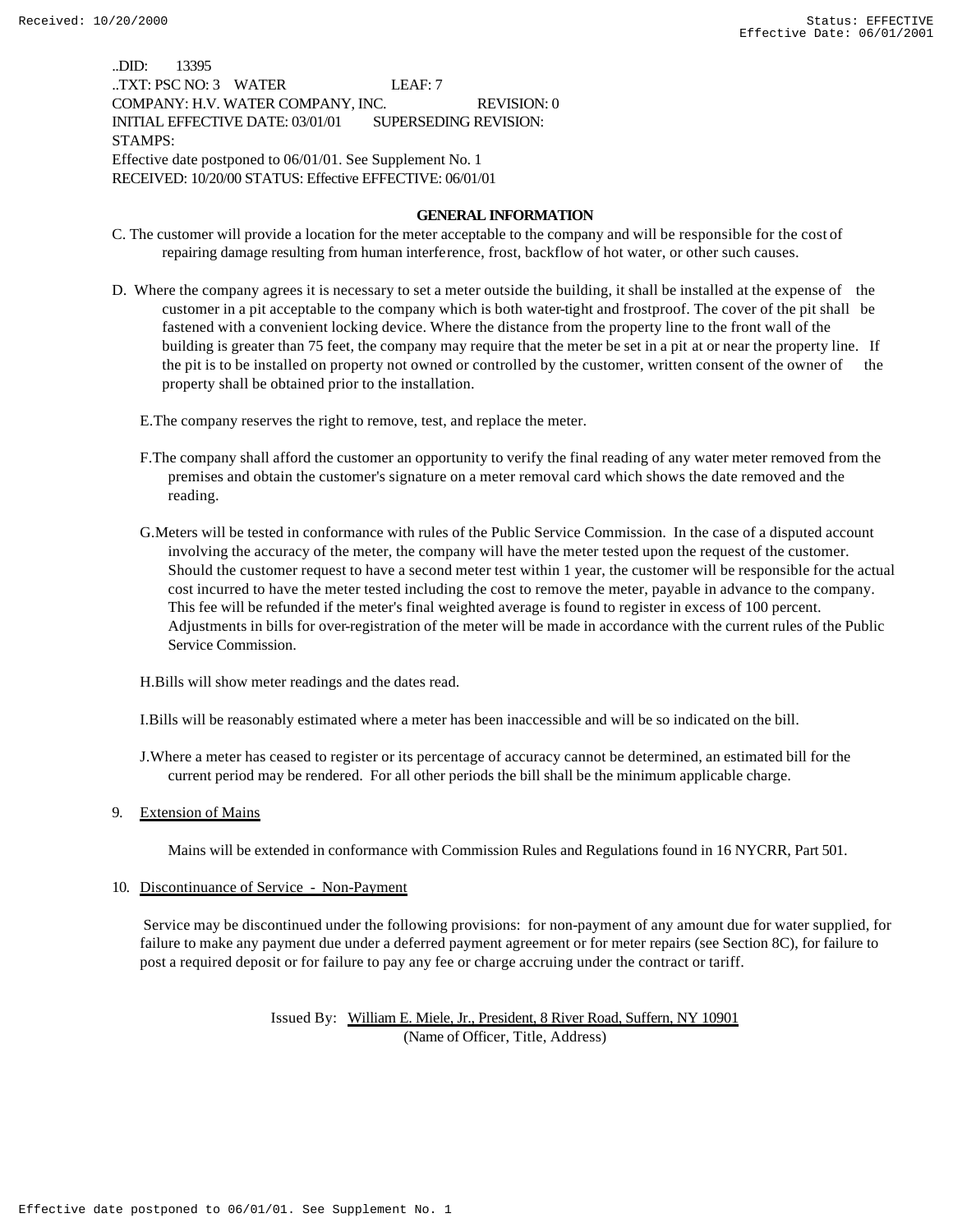..DID: 13395
..TXT: PSC NO: 3 WATER LEAF: 7
COMPANY: H.V. WATER COMPANY, INC. REVISION: 0
INITIAL EFFECTIVE DATE: 03/01/01 SUPERSEDING REVISION:
STAMPS:
Effective date postponed to 06/01/01. See Supplement No. 1
RECEIVED: 10/20/00 STATUS: Effective EFFECTIVE: 06/01/01

## GENERAL INFORMATION

C. The customer will provide a location for the meter acceptable to the company and will be responsible for the cost of repairing damage resulting from human interference, frost, backflow of hot water, or other such causes.

D. Where the company agrees it is necessary to set a meter outside the building, it shall be installed at the expense of the customer in a pit acceptable to the company which is both water-tight and frostproof. The cover of the pit shall be fastened with a convenient locking device. Where the distance from the property line to the front wall of the building is greater than 75 feet, the company may require that the meter be set in a pit at or near the property line. If the pit is to be installed on property not owned or controlled by the customer, written consent of the owner of the property shall be obtained prior to the installation.

E. The company reserves the right to remove, test, and replace the meter.

F. The company shall afford the customer an opportunity to verify the final reading of any water meter removed from the premises and obtain the customer's signature on a meter removal card which shows the date removed and the reading.

G. Meters will be tested in conformance with rules of the Public Service Commission. In the case of a disputed account involving the accuracy of the meter, the company will have the meter tested upon the request of the customer. Should the customer request to have a second meter test within 1 year, the customer will be responsible for the actual cost incurred to have the meter tested including the cost to remove the meter, payable in advance to the company. This fee will be refunded if the meter's final weighted average is found to register in excess of 100 percent. Adjustments in bills for over-registration of the meter will be made in accordance with the current rules of the Public Service Commission.

H. Bills will show meter readings and the dates read.

I. Bills will be reasonably estimated where a meter has been inaccessible and will be so indicated on the bill.

J. Where a meter has ceased to register or its percentage of accuracy cannot be determined, an estimated bill for the current period may be rendered. For all other periods the bill shall be the minimum applicable charge.

9. Extension of Mains

Mains will be extended in conformance with Commission Rules and Regulations found in 16 NYCRR, Part 501.

10. Discontinuance of Service - Non-Payment

Service may be discontinued under the following provisions: for non-payment of any amount due for water supplied, for failure to make any payment due under a deferred payment agreement or for meter repairs (see Section 8C), for failure to post a required deposit or for failure to pay any fee or charge accruing under the contract or tariff.

Issued By: William E. Miele, Jr., President, 8 River Road, Suffern, NY 10901
(Name of Officer, Title, Address)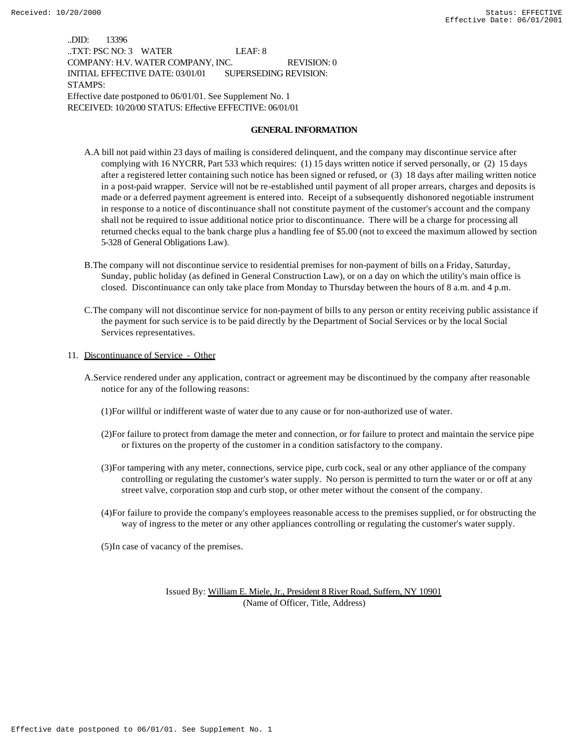..DID: 13396
..TXT: PSC NO: 3 WATER LEAF: 8
COMPANY: H.V. WATER COMPANY, INC. REVISION: 0
INITIAL EFFECTIVE DATE: 03/01/01 SUPERSEDING REVISION:
STAMPS:
Effective date postponed to 06/01/01. See Supplement No. 1
RECEIVED: 10/20/00 STATUS: Effective EFFECTIVE: 06/01/01

**GENERAL INFORMATION**

A. A bill not paid within 23 days of mailing is considered delinquent, and the company may discontinue service after complying with 16 NYCRR, Part 533 which requires: (1) 15 days written notice if served personally, or (2) 15 days after a registered letter containing such notice has been signed or refused, or (3) 18 days after mailing written notice in a post-paid wrapper. Service will not be re-established until payment of all proper arrears, charges and deposits is made or a deferred payment agreement is entered into. Receipt of a subsequently dishonored negotiable instrument in response to a notice of discontinuance shall not constitute payment of the customer's account and the company shall not be required to issue additional notice prior to discontinuance. There will be a charge for processing all returned checks equal to the bank charge plus a handling fee of $5.00 (not to exceed the maximum allowed by section 5-328 of General Obligations Law).

B. The company will not discontinue service to residential premises for non-payment of bills on a Friday, Saturday, Sunday, public holiday (as defined in General Construction Law), or on a day on which the utility's main office is closed. Discontinuance can only take place from Monday to Thursday between the hours of 8 a.m. and 4 p.m.

C. The company will not discontinue service for non-payment of bills to any person or entity receiving public assistance if the payment for such service is to be paid directly by the Department of Social Services or by the local Social Services representatives.

11. Discontinuance of Service - Other

A. Service rendered under any application, contract or agreement may be discontinued by the company after reasonable notice for any of the following reasons:

(1) For willful or indifferent waste of water due to any cause or for non-authorized use of water.

(2) For failure to protect from damage the meter and connection, or for failure to protect and maintain the service pipe or fixtures on the property of the customer in a condition satisfactory to the company.

(3) For tampering with any meter, connections, service pipe, curb cock, seal or any other appliance of the company controlling or regulating the customer's water supply. No person is permitted to turn the water or or off at any street valve, corporation stop and curb stop, or other meter without the consent of the company.

(4) For failure to provide the company's employees reasonable access to the premises supplied, or for obstructing the way of ingress to the meter or any other appliances controlling or regulating the customer's water supply.

(5) In case of vacancy of the premises.

Issued By: William E. Miele, Jr., President 8 River Road, Suffern, NY 10901
(Name of Officer, Title, Address)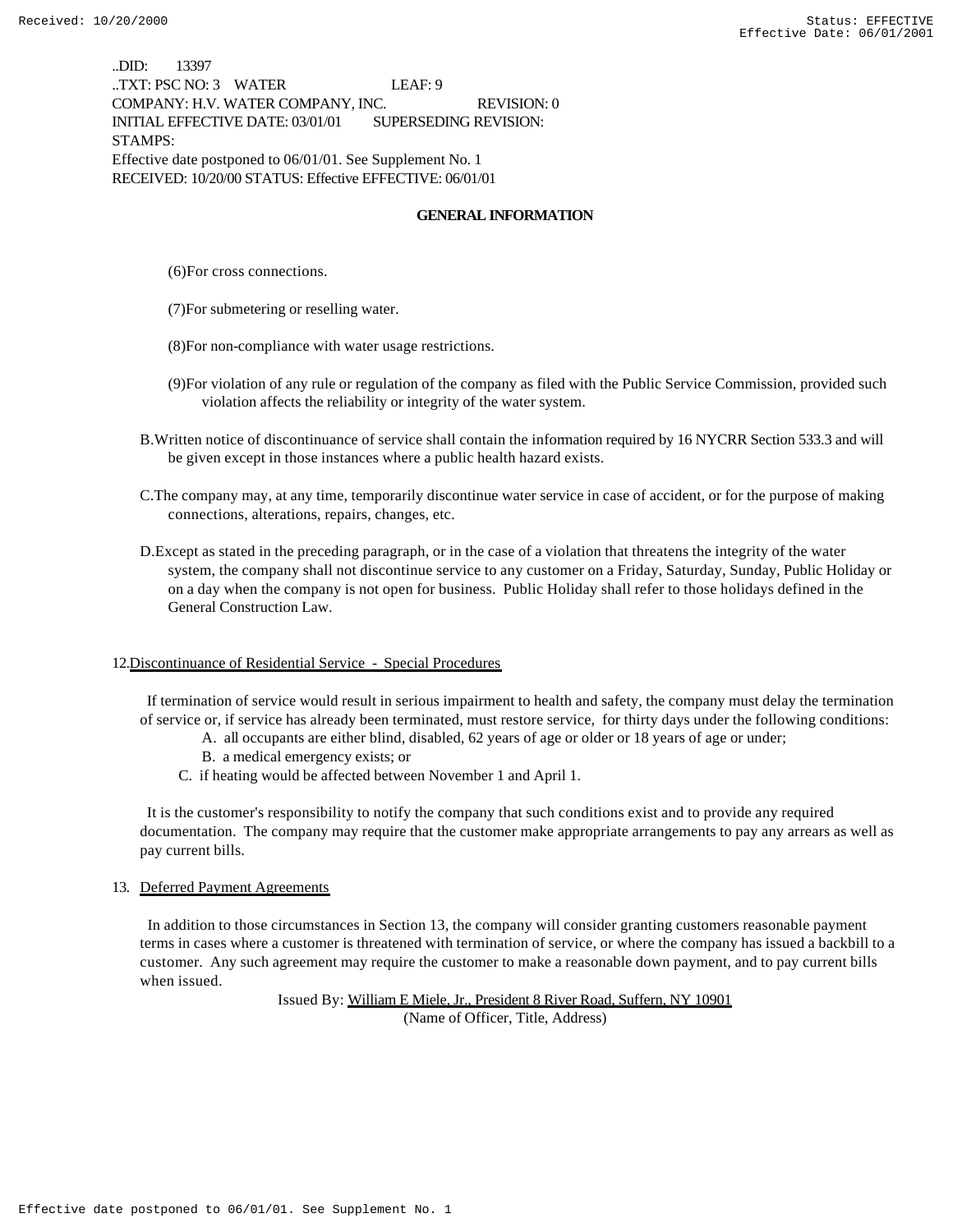..DID: 13397
..TXT: PSC NO: 3 WATER LEAF: 9
COMPANY: H.V. WATER COMPANY, INC. REVISION: 0
INITIAL EFFECTIVE DATE: 03/01/01 SUPERSEDING REVISION:
STAMPS:
Effective date postponed to 06/01/01. See Supplement No. 1
RECEIVED: 10/20/00 STATUS: Effective EFFECTIVE: 06/01/01

## GENERAL INFORMATION

(6)For cross connections.

(7)For submetering or reselling water.

(8)For non-compliance with water usage restrictions.

(9)For violation of any rule or regulation of the company as filed with the Public Service Commission, provided such violation affects the reliability or integrity of the water system.

B.Written notice of discontinuance of service shall contain the information required by 16 NYCRR Section 533.3 and will be given except in those instances where a public health hazard exists.

C.The company may, at any time, temporarily discontinue water service in case of accident, or for the purpose of making connections, alterations, repairs, changes, etc.

D.Except as stated in the preceding paragraph, or in the case of a violation that threatens the integrity of the water system, the company shall not discontinue service to any customer on a Friday, Saturday, Sunday, Public Holiday or on a day when the company is not open for business. Public Holiday shall refer to those holidays defined in the General Construction Law.

12. Discontinuance of Residential Service - Special Procedures

If termination of service would result in serious impairment to health and safety, the company must delay the termination of service or, if service has already been terminated, must restore service, for thirty days under the following conditions:

A. all occupants are either blind, disabled, 62 years of age or older or 18 years of age or under;
B. a medical emergency exists; or
C. if heating would be affected between November 1 and April 1.

It is the customer's responsibility to notify the company that such conditions exist and to provide any required documentation. The company may require that the customer make appropriate arrangements to pay any arrears as well as pay current bills.

13. Deferred Payment Agreements

In addition to those circumstances in Section 13, the company will consider granting customers reasonable payment terms in cases where a customer is threatened with termination of service, or where the company has issued a backbill to a customer. Any such agreement may require the customer to make a reasonable down payment, and to pay current bills when issued.

Issued By: William E Miele, Jr., President 8 River Road, Suffern, NY 10901
(Name of Officer, Title, Address)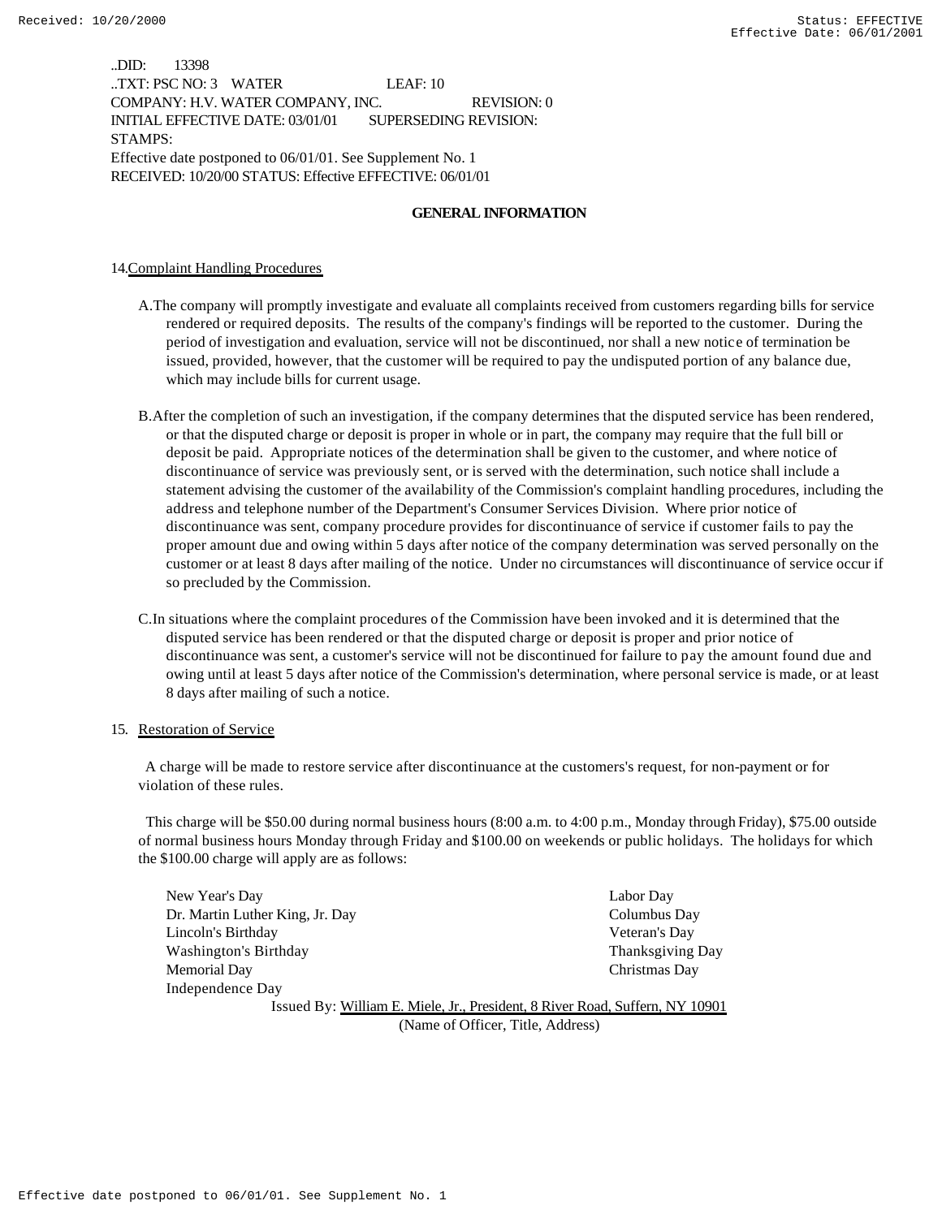..DID: 13398
..TXT: PSC NO: 3 WATER LEAF: 10
COMPANY: H.V. WATER COMPANY, INC. REVISION: 0
INITIAL EFFECTIVE DATE: 03/01/01 SUPERSEDING REVISION:
STAMPS:
Effective date postponed to 06/01/01. See Supplement No. 1
RECEIVED: 10/20/00 STATUS: Effective EFFECTIVE: 06/01/01

## GENERAL INFORMATION

14. Complaint Handling Procedures

A. The company will promptly investigate and evaluate all complaints received from customers regarding bills for service rendered or required deposits. The results of the company's findings will be reported to the customer. During the period of investigation and evaluation, service will not be discontinued, nor shall a new notice of termination be issued, provided, however, that the customer will be required to pay the undisputed portion of any balance due, which may include bills for current usage.

B. After the completion of such an investigation, if the company determines that the disputed service has been rendered, or that the disputed charge or deposit is proper in whole or in part, the company may require that the full bill or deposit be paid. Appropriate notices of the determination shall be given to the customer, and where notice of discontinuance of service was previously sent, or is served with the determination, such notice shall include a statement advising the customer of the availability of the Commission's complaint handling procedures, including the address and telephone number of the Department's Consumer Services Division. Where prior notice of discontinuance was sent, company procedure provides for discontinuance of service if customer fails to pay the proper amount due and owing within 5 days after notice of the company determination was served personally on the customer or at least 8 days after mailing of the notice. Under no circumstances will discontinuance of service occur if so precluded by the Commission.

C. In situations where the complaint procedures of the Commission have been invoked and it is determined that the disputed service has been rendered or that the disputed charge or deposit is proper and prior notice of discontinuance was sent, a customer's service will not be discontinued for failure to pay the amount found due and owing until at least 5 days after notice of the Commission's determination, where personal service is made, or at least 8 days after mailing of such a notice.

15. Restoration of Service

A charge will be made to restore service after discontinuance at the customers's request, for non-payment or for violation of these rules.

This charge will be $50.00 during normal business hours (8:00 a.m. to 4:00 p.m., Monday through Friday), $75.00 outside of normal business hours Monday through Friday and $100.00 on weekends or public holidays. The holidays for which the $100.00 charge will apply are as follows:

- New Year's Day
- Dr. Martin Luther King, Jr. Day
- Lincoln's Birthday
- Washington's Birthday
- Memorial Day
- Independence Day
- Labor Day
- Columbus Day
- Veteran's Day
- Thanksgiving Day
- Christmas Day

Issued By: William E. Miele, Jr., President, 8 River Road, Suffern, NY 10901
(Name of Officer, Title, Address)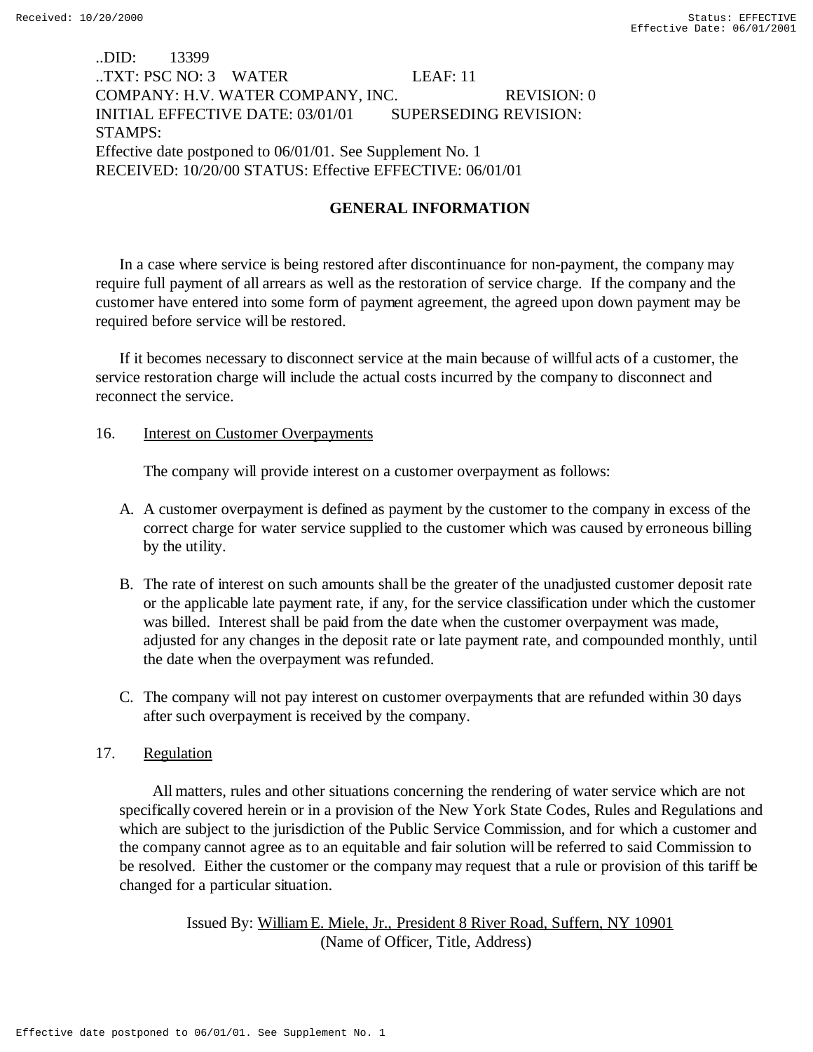..DID: 13399
..TXT: PSC NO: 3 WATER LEAF: 11
COMPANY: H.V. WATER COMPANY, INC. REVISION: 0
INITIAL EFFECTIVE DATE: 03/01/01 SUPERSEDING REVISION:
STAMPS:
Effective date postponed to 06/01/01. See Supplement No. 1
RECEIVED: 10/20/00 STATUS: Effective EFFECTIVE: 06/01/01

## GENERAL INFORMATION

In a case where service is being restored after discontinuance for non-payment, the company may require full payment of all arrears as well as the restoration of service charge. If the company and the customer have entered into some form of payment agreement, the agreed upon down payment may be required before service will be restored.

If it becomes necessary to disconnect service at the main because of willful acts of a customer, the service restoration charge will include the actual costs incurred by the company to disconnect and reconnect the service.

16. Interest on Customer Overpayments

The company will provide interest on a customer overpayment as follows:

A. A customer overpayment is defined as payment by the customer to the company in excess of the correct charge for water service supplied to the customer which was caused by erroneous billing by the utility.

B. The rate of interest on such amounts shall be the greater of the unadjusted customer deposit rate or the applicable late payment rate, if any, for the service classification under which the customer was billed. Interest shall be paid from the date when the customer overpayment was made, adjusted for any changes in the deposit rate or late payment rate, and compounded monthly, until the date when the overpayment was refunded.

C. The company will not pay interest on customer overpayments that are refunded within 30 days after such overpayment is received by the company.

17. Regulation

All matters, rules and other situations concerning the rendering of water service which are not specifically covered herein or in a provision of the New York State Codes, Rules and Regulations and which are subject to the jurisdiction of the Public Service Commission, and for which a customer and the company cannot agree as to an equitable and fair solution will be referred to said Commission to be resolved. Either the customer or the company may request that a rule or provision of this tariff be changed for a particular situation.

Issued By: William E. Miele, Jr., President 8 River Road, Suffern, NY 10901
(Name of Officer, Title, Address)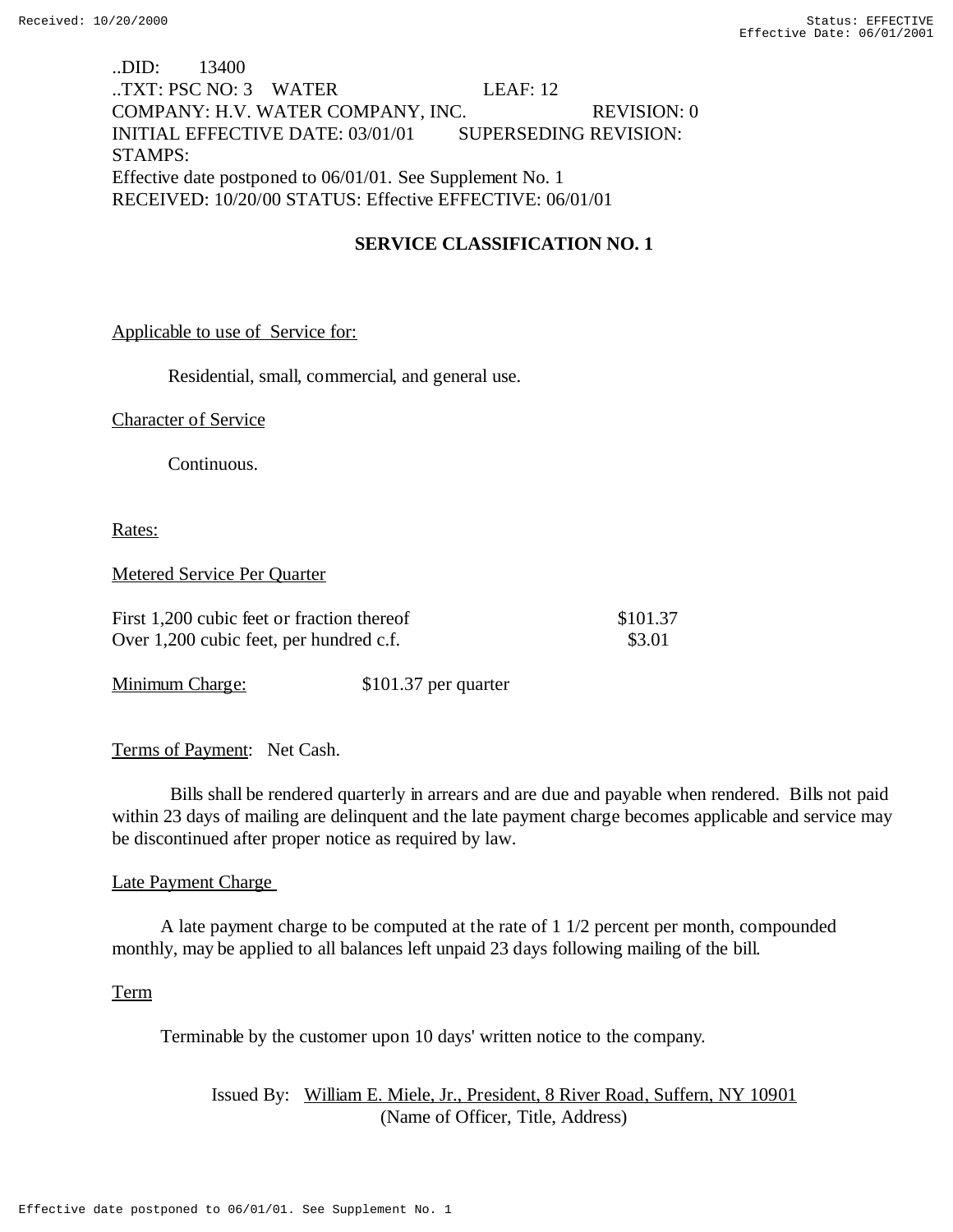..DID: 13400
..TXT: PSC NO: 3 WATER LEAF: 12
COMPANY: H.V. WATER COMPANY, INC. REVISION: 0
INITIAL EFFECTIVE DATE: 03/01/01 SUPERSEDING REVISION:
STAMPS:
Effective date postponed to 06/01/01. See Supplement No. 1
RECEIVED: 10/20/00 STATUS: Effective EFFECTIVE: 06/01/01

## SERVICE CLASSIFICATION NO. 1

Applicable to use of Service for:

Residential, small, commercial, and general use.

Character of Service

Continuous.

Rates:

Metered Service Per Quarter

| | |
|---|---|
| First 1,200 cubic feet or fraction thereof | $101.37 |
| Over 1,200 cubic feet, per hundred c.f. | $3.01 |

Minimum Charge: $101.37 per quarter

Terms of Payment: Net Cash.

Bills shall be rendered quarterly in arrears and are due and payable when rendered. Bills not paid within 23 days of mailing are delinquent and the late payment charge becomes applicable and service may be discontinued after proper notice as required by law.

Late Payment Charge

A late payment charge to be computed at the rate of 1 1/2 percent per month, compounded monthly, may be applied to all balances left unpaid 23 days following mailing of the bill.

Term

Terminable by the customer upon 10 days' written notice to the company.

Issued By: William E. Miele, Jr., President, 8 River Road, Suffern, NY 10901
(Name of Officer, Title, Address)